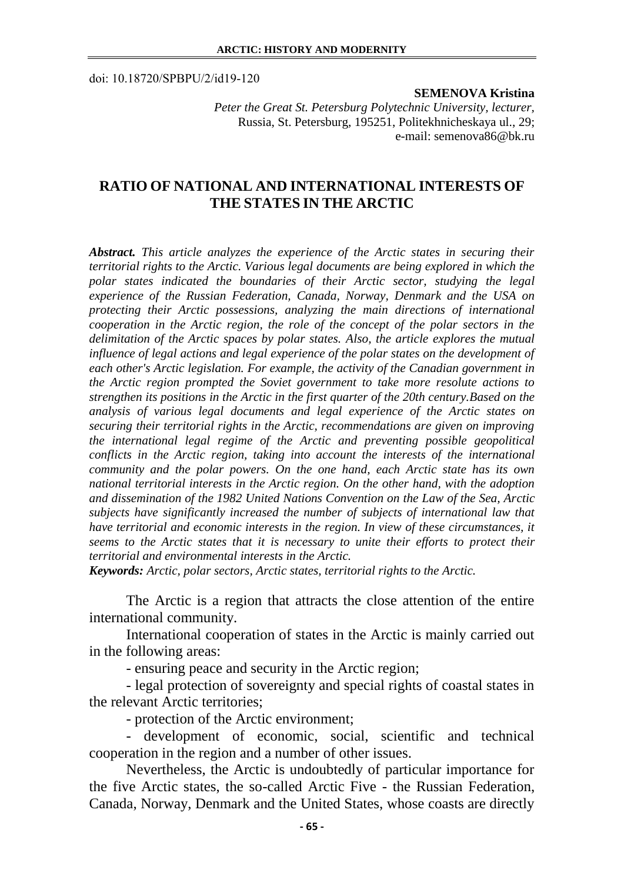doi: 10.18720/SPBPU/2/id19-120

**SEMENOVA Kristina**
*Peter the Great St. Petersburg Polytechnic University, lecturer,*
Russia, St. Petersburg, 195251, Politekhnicheskaya ul., 29;
e-mail: semenova86@bk.ru

# RATIO OF NATIONAL AND INTERNATIONAL INTERESTS OF THE STATES IN THE ARCTIC

***Abstract.*** *This article analyzes the experience of the Arctic states in securing their territorial rights to the Arctic. Various legal documents are being explored in which the polar states indicated the boundaries of their Arctic sector, studying the legal experience of the Russian Federation, Canada, Norway, Denmark and the USA on protecting their Arctic possessions, analyzing the main directions of international cooperation in the Arctic region, the role of the concept of the polar sectors in the delimitation of the Arctic spaces by polar states. Also, the article explores the mutual influence of legal actions and legal experience of the polar states on the development of each other's Arctic legislation. For example, the activity of the Canadian government in the Arctic region prompted the Soviet government to take more resolute actions to strengthen its positions in the Arctic in the first quarter of the 20th century.Based on the analysis of various legal documents and legal experience of the Arctic states on securing their territorial rights in the Arctic, recommendations are given on improving the international legal regime of the Arctic and preventing possible geopolitical conflicts in the Arctic region, taking into account the interests of the international community and the polar powers. On the one hand, each Arctic state has its own national territorial interests in the Arctic region. On the other hand, with the adoption and dissemination of the 1982 United Nations Convention on the Law of the Sea, Arctic subjects have significantly increased the number of subjects of international law that have territorial and economic interests in the region. In view of these circumstances, it seems to the Arctic states that it is necessary to unite their efforts to protect their territorial and environmental interests in the Arctic.*

***Keywords:*** *Arctic, polar sectors, Arctic states, territorial rights to the Arctic.*

The Arctic is a region that attracts the close attention of the entire international community.

International cooperation of states in the Arctic is mainly carried out in the following areas:

- ensuring peace and security in the Arctic region;
- legal protection of sovereignty and special rights of coastal states in the relevant Arctic territories;
- protection of the Arctic environment;
- development of economic, social, scientific and technical cooperation in the region and a number of other issues.

Nevertheless, the Arctic is undoubtedly of particular importance for the five Arctic states, the so-called Arctic Five - the Russian Federation, Canada, Norway, Denmark and the United States, whose coasts are directly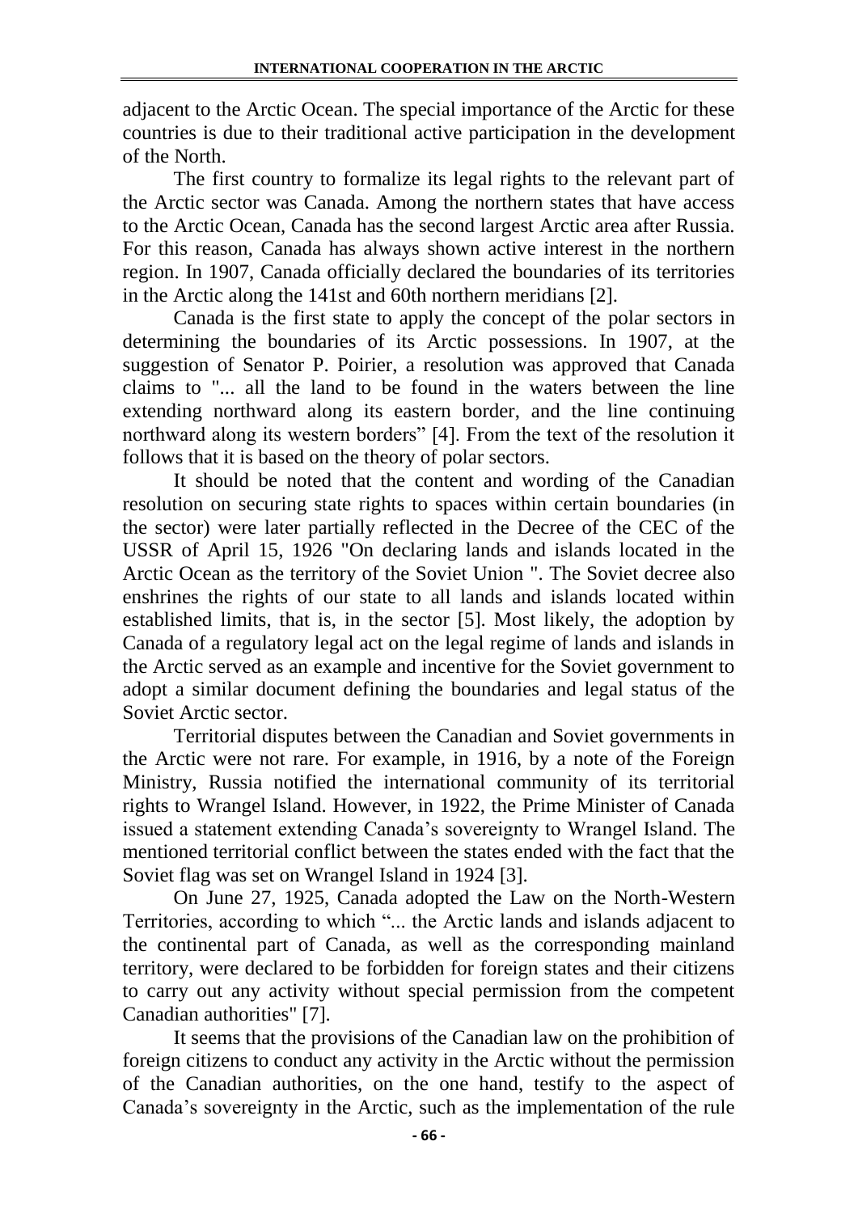adjacent to the Arctic Ocean. The special importance of the Arctic for these countries is due to their traditional active participation in the development of the North.

The first country to formalize its legal rights to the relevant part of the Arctic sector was Canada. Among the northern states that have access to the Arctic Ocean, Canada has the second largest Arctic area after Russia. For this reason, Canada has always shown active interest in the northern region. In 1907, Canada officially declared the boundaries of its territories in the Arctic along the 141st and 60th northern meridians [2].

Canada is the first state to apply the concept of the polar sectors in determining the boundaries of its Arctic possessions. In 1907, at the suggestion of Senator P. Poirier, a resolution was approved that Canada claims to "... all the land to be found in the waters between the line extending northward along its eastern border, and the line continuing northward along its western borders" [4]. From the text of the resolution it follows that it is based on the theory of polar sectors.

It should be noted that the content and wording of the Canadian resolution on securing state rights to spaces within certain boundaries (in the sector) were later partially reflected in the Decree of the CEC of the USSR of April 15, 1926 "On declaring lands and islands located in the Arctic Ocean as the territory of the Soviet Union ". The Soviet decree also enshrines the rights of our state to all lands and islands located within established limits, that is, in the sector [5]. Most likely, the adoption by Canada of a regulatory legal act on the legal regime of lands and islands in the Arctic served as an example and incentive for the Soviet government to adopt a similar document defining the boundaries and legal status of the Soviet Arctic sector.

Territorial disputes between the Canadian and Soviet governments in the Arctic were not rare. For example, in 1916, by a note of the Foreign Ministry, Russia notified the international community of its territorial rights to Wrangel Island. However, in 1922, the Prime Minister of Canada issued a statement extending Canada's sovereignty to Wrangel Island. The mentioned territorial conflict between the states ended with the fact that the Soviet flag was set on Wrangel Island in 1924 [3].

On June 27, 1925, Canada adopted the Law on the North-Western Territories, according to which "... the Arctic lands and islands adjacent to the continental part of Canada, as well as the corresponding mainland territory, were declared to be forbidden for foreign states and their citizens to carry out any activity without special permission from the competent Canadian authorities" [7].

It seems that the provisions of the Canadian law on the prohibition of foreign citizens to conduct any activity in the Arctic without the permission of the Canadian authorities, on the one hand, testify to the aspect of Canada's sovereignty in the Arctic, such as the implementation of the rule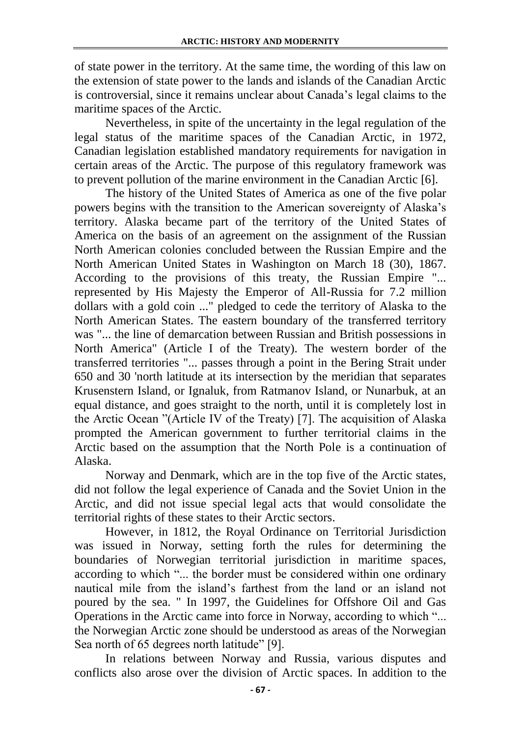of state power in the territory. At the same time, the wording of this law on the extension of state power to the lands and islands of the Canadian Arctic is controversial, since it remains unclear about Canada's legal claims to the maritime spaces of the Arctic.

Nevertheless, in spite of the uncertainty in the legal regulation of the legal status of the maritime spaces of the Canadian Arctic, in 1972, Canadian legislation established mandatory requirements for navigation in certain areas of the Arctic. The purpose of this regulatory framework was to prevent pollution of the marine environment in the Canadian Arctic [6].

The history of the United States of America as one of the five polar powers begins with the transition to the American sovereignty of Alaska's territory. Alaska became part of the territory of the United States of America on the basis of an agreement on the assignment of the Russian North American colonies concluded between the Russian Empire and the North American United States in Washington on March 18 (30), 1867. According to the provisions of this treaty, the Russian Empire "... represented by His Majesty the Emperor of All-Russia for 7.2 million dollars with a gold coin ..." pledged to cede the territory of Alaska to the North American States. The eastern boundary of the transferred territory was "... the line of demarcation between Russian and British possessions in North America" (Article I of the Treaty). The western border of the transferred territories "... passes through a point in the Bering Strait under 650 and 30 'north latitude at its intersection by the meridian that separates Krusenstern Island, or Ignaluk, from Ratmanov Island, or Nunarbuk, at an equal distance, and goes straight to the north, until it is completely lost in the Arctic Ocean "(Article IV of the Treaty) [7]. The acquisition of Alaska prompted the American government to further territorial claims in the Arctic based on the assumption that the North Pole is a continuation of Alaska.

Norway and Denmark, which are in the top five of the Arctic states, did not follow the legal experience of Canada and the Soviet Union in the Arctic, and did not issue special legal acts that would consolidate the territorial rights of these states to their Arctic sectors.

However, in 1812, the Royal Ordinance on Territorial Jurisdiction was issued in Norway, setting forth the rules for determining the boundaries of Norwegian territorial jurisdiction in maritime spaces, according to which "... the border must be considered within one ordinary nautical mile from the island's farthest from the land or an island not poured by the sea. " In 1997, the Guidelines for Offshore Oil and Gas Operations in the Arctic came into force in Norway, according to which "... the Norwegian Arctic zone should be understood as areas of the Norwegian Sea north of 65 degrees north latitude" [9].

In relations between Norway and Russia, various disputes and conflicts also arose over the division of Arctic spaces. In addition to the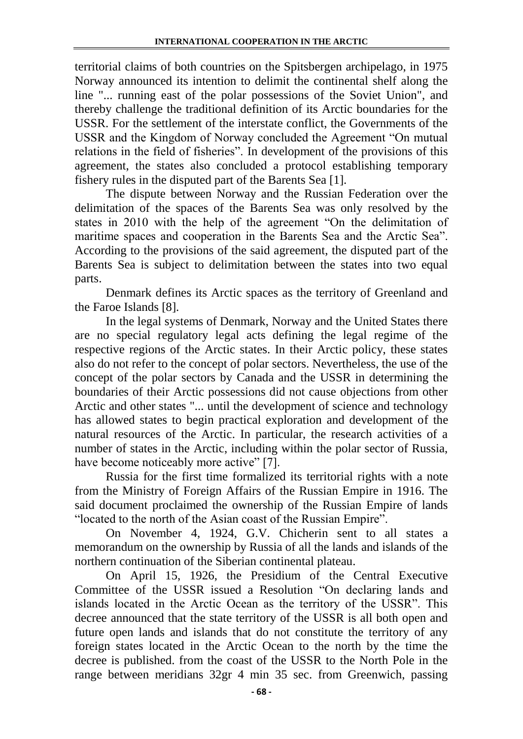territorial claims of both countries on the Spitsbergen archipelago, in 1975 Norway announced its intention to delimit the continental shelf along the line "... running east of the polar possessions of the Soviet Union", and thereby challenge the traditional definition of its Arctic boundaries for the USSR. For the settlement of the interstate conflict, the Governments of the USSR and the Kingdom of Norway concluded the Agreement "On mutual relations in the field of fisheries". In development of the provisions of this agreement, the states also concluded a protocol establishing temporary fishery rules in the disputed part of the Barents Sea [1].

The dispute between Norway and the Russian Federation over the delimitation of the spaces of the Barents Sea was only resolved by the states in 2010 with the help of the agreement "On the delimitation of maritime spaces and cooperation in the Barents Sea and the Arctic Sea". According to the provisions of the said agreement, the disputed part of the Barents Sea is subject to delimitation between the states into two equal parts.

Denmark defines its Arctic spaces as the territory of Greenland and the Faroe Islands [8].

In the legal systems of Denmark, Norway and the United States there are no special regulatory legal acts defining the legal regime of the respective regions of the Arctic states. In their Arctic policy, these states also do not refer to the concept of polar sectors. Nevertheless, the use of the concept of the polar sectors by Canada and the USSR in determining the boundaries of their Arctic possessions did not cause objections from other Arctic and other states "... until the development of science and technology has allowed states to begin practical exploration and development of the natural resources of the Arctic. In particular, the research activities of a number of states in the Arctic, including within the polar sector of Russia, have become noticeably more active" [7].

Russia for the first time formalized its territorial rights with a note from the Ministry of Foreign Affairs of the Russian Empire in 1916. The said document proclaimed the ownership of the Russian Empire of lands "located to the north of the Asian coast of the Russian Empire".

On November 4, 1924, G.V. Chicherin sent to all states a memorandum on the ownership by Russia of all the lands and islands of the northern continuation of the Siberian continental plateau.

On April 15, 1926, the Presidium of the Central Executive Committee of the USSR issued a Resolution "On declaring lands and islands located in the Arctic Ocean as the territory of the USSR". This decree announced that the state territory of the USSR is all both open and future open lands and islands that do not constitute the territory of any foreign states located in the Arctic Ocean to the north by the time the decree is published. from the coast of the USSR to the North Pole in the range between meridians 32gr 4 min 35 sec. from Greenwich, passing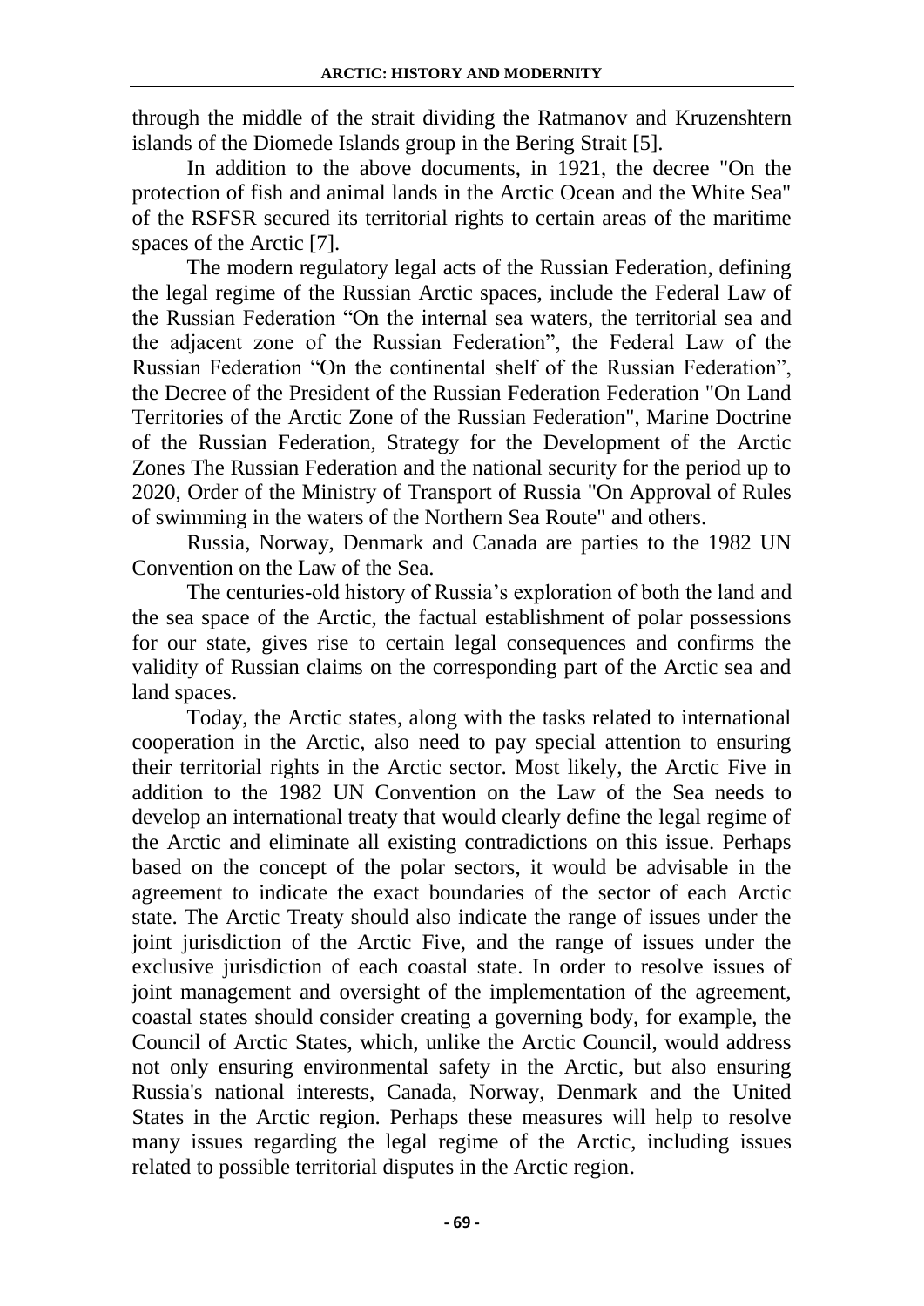through the middle of the strait dividing the Ratmanov and Kruzenshtern islands of the Diomede Islands group in the Bering Strait [5].

In addition to the above documents, in 1921, the decree "On the protection of fish and animal lands in the Arctic Ocean and the White Sea" of the RSFSR secured its territorial rights to certain areas of the maritime spaces of the Arctic [7].

The modern regulatory legal acts of the Russian Federation, defining the legal regime of the Russian Arctic spaces, include the Federal Law of the Russian Federation "On the internal sea waters, the territorial sea and the adjacent zone of the Russian Federation", the Federal Law of the Russian Federation "On the continental shelf of the Russian Federation", the Decree of the President of the Russian Federation Federation "On Land Territories of the Arctic Zone of the Russian Federation", Marine Doctrine of the Russian Federation, Strategy for the Development of the Arctic Zones The Russian Federation and the national security for the period up to 2020, Order of the Ministry of Transport of Russia "On Approval of Rules of swimming in the waters of the Northern Sea Route" and others.

Russia, Norway, Denmark and Canada are parties to the 1982 UN Convention on the Law of the Sea.

The centuries-old history of Russia's exploration of both the land and the sea space of the Arctic, the factual establishment of polar possessions for our state, gives rise to certain legal consequences and confirms the validity of Russian claims on the corresponding part of the Arctic sea and land spaces.

Today, the Arctic states, along with the tasks related to international cooperation in the Arctic, also need to pay special attention to ensuring their territorial rights in the Arctic sector. Most likely, the Arctic Five in addition to the 1982 UN Convention on the Law of the Sea needs to develop an international treaty that would clearly define the legal regime of the Arctic and eliminate all existing contradictions on this issue. Perhaps based on the concept of the polar sectors, it would be advisable in the agreement to indicate the exact boundaries of the sector of each Arctic state. The Arctic Treaty should also indicate the range of issues under the joint jurisdiction of the Arctic Five, and the range of issues under the exclusive jurisdiction of each coastal state. In order to resolve issues of joint management and oversight of the implementation of the agreement, coastal states should consider creating a governing body, for example, the Council of Arctic States, which, unlike the Arctic Council, would address not only ensuring environmental safety in the Arctic, but also ensuring Russia's national interests, Canada, Norway, Denmark and the United States in the Arctic region. Perhaps these measures will help to resolve many issues regarding the legal regime of the Arctic, including issues related to possible territorial disputes in the Arctic region.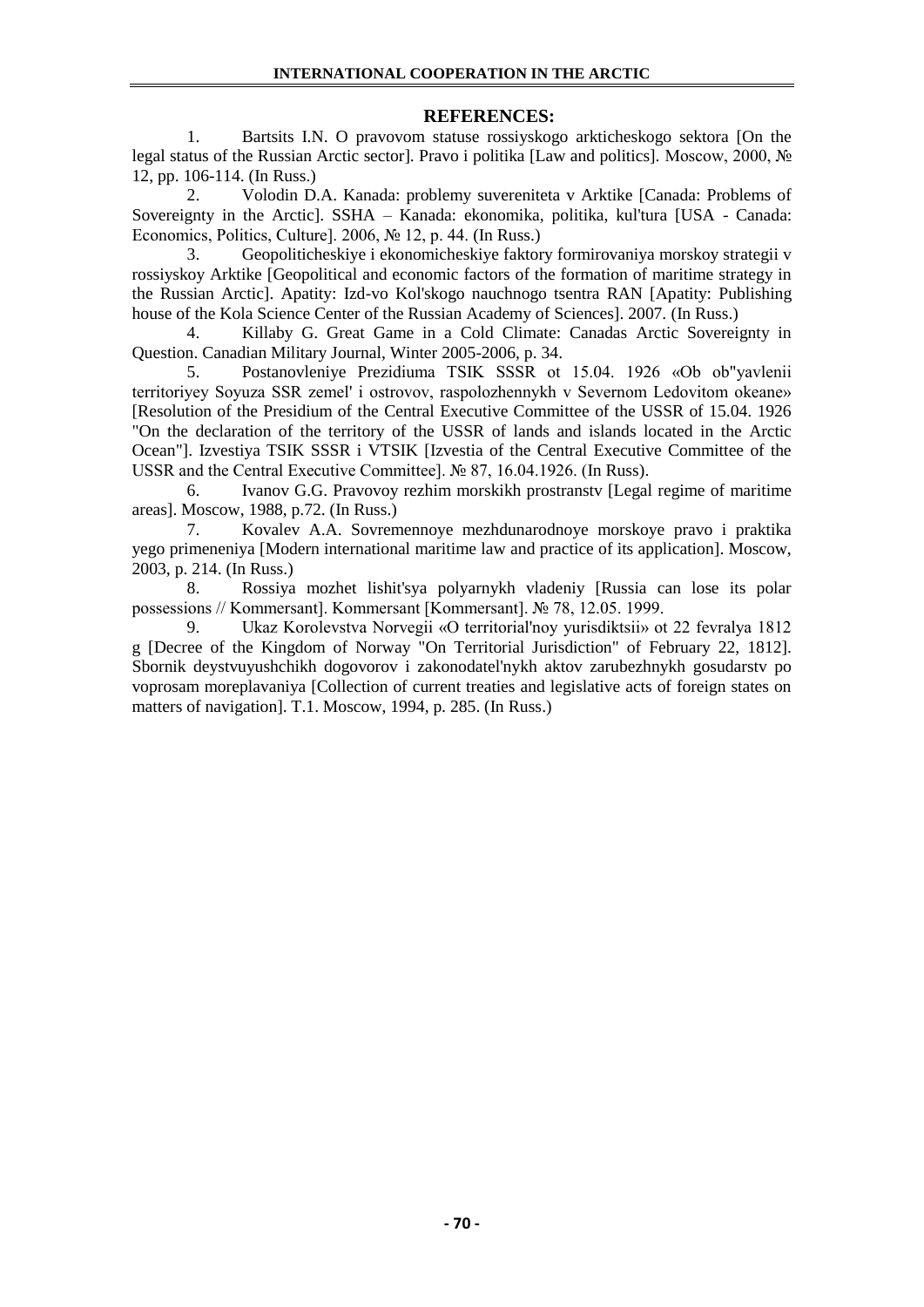## REFERENCES:

1. Bartsits I.N. O pravovom statuse rossiyskogo arkticheskogo sektora [On the legal status of the Russian Arctic sector]. Pravo i politika [Law and politics]. Moscow, 2000, № 12, pp. 106-114. (In Russ.)
2. Volodin D.A. Kanada: problemy suvereniteta v Arktike [Canada: Problems of Sovereignty in the Arctic]. SSHA – Kanada: ekonomika, politika, kul'tura [USA - Canada: Economics, Politics, Culture]. 2006, № 12, p. 44. (In Russ.)
3. Geopoliticheskiye i ekonomicheskiye faktory formirovaniya morskoy strategii v rossiyskoy Arktike [Geopolitical and economic factors of the formation of maritime strategy in the Russian Arctic]. Apatity: Izd-vo Kol'skogo nauchnogo tsentra RAN [Apatity: Publishing house of the Kola Science Center of the Russian Academy of Sciences]. 2007. (In Russ.)
4. Killaby G. Great Game in a Cold Climate: Canadas Arctic Sovereignty in Question. Canadian Military Journal, Winter 2005-2006, p. 34.
5. Postanovleniye Prezidiuma TSIK SSSR ot 15.04. 1926 «Ob ob"yavlenii territoriyey Soyuza SSR zemel' i ostrovov, raspolozhennykh v Severnom Ledovitom okeane» [Resolution of the Presidium of the Central Executive Committee of the USSR of 15.04. 1926 "On the declaration of the territory of the USSR of lands and islands located in the Arctic Ocean"]. Izvestiya TSIK SSSR i VTSIK [Izvestia of the Central Executive Committee of the USSR and the Central Executive Committee]. № 87, 16.04.1926. (In Russ).
6. Ivanov G.G. Pravovoy rezhim morskikh prostranstv [Legal regime of maritime areas]. Moscow, 1988, p.72. (In Russ.)
7. Kovalev A.A. Sovremennoye mezhdunarodnoye morskoye pravo i praktika yego primeneniya [Modern international maritime law and practice of its application]. Moscow, 2003, p. 214. (In Russ.)
8. Rossiya mozhet lishit'sya polyarnykh vladeniy [Russia can lose its polar possessions // Kommersant]. Kommersant [Kommersant]. № 78, 12.05. 1999.
9. Ukaz Korolevstva Norvegii «O territorial'noy yurisdiktsii» ot 22 fevralya 1812 g [Decree of the Kingdom of Norway "On Territorial Jurisdiction" of February 22, 1812]. Sbornik deystvuyushchikh dogovorov i zakonodatel'nykh aktov zarubezhnykh gosudarstv po voprosam moreplavaniya [Collection of current treaties and legislative acts of foreign states on matters of navigation]. T.1. Moscow, 1994, p. 285. (In Russ.)